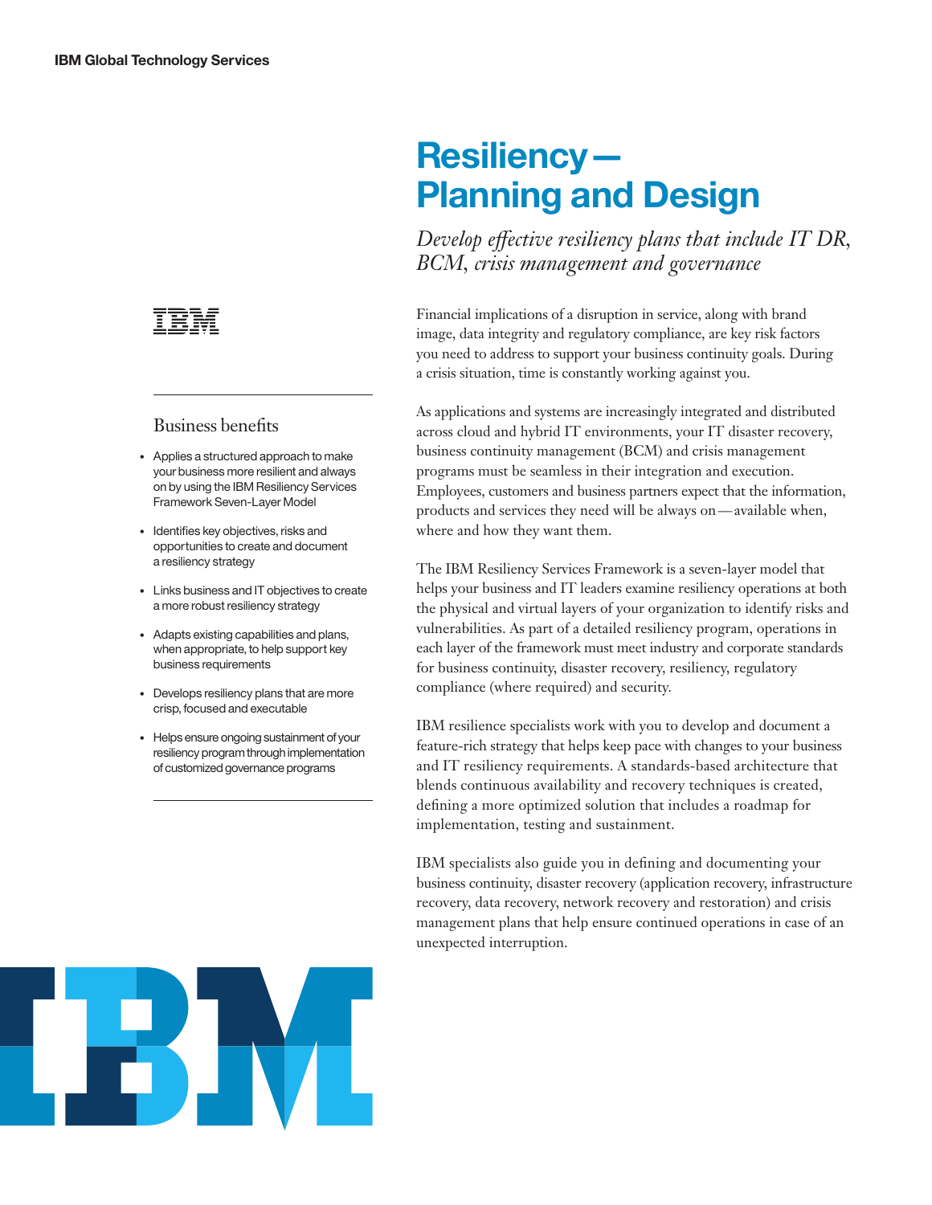IBM Global Technology Services

# Resiliency — Planning and Design

*Develop effective resiliency plans that include IT DR, BCM, crisis management and governance*

Financial implications of a disruption in service, along with brand image, data integrity and regulatory compliance, are key risk factors you need to address to support your business continuity goals. During a crisis situation, time is constantly working against you.

As applications and systems are increasingly integrated and distributed across cloud and hybrid IT environments, your IT disaster recovery, business continuity management (BCM) and crisis management programs must be seamless in their integration and execution. Employees, customers and business partners expect that the information, products and services they need will be always on — available when, where and how they want them.

The IBM Resiliency Services Framework is a seven-layer model that helps your business and IT leaders examine resiliency operations at both the physical and virtual layers of your organization to identify risks and vulnerabilities. As part of a detailed resiliency program, operations in each layer of the framework must meet industry and corporate standards for business continuity, disaster recovery, resiliency, regulatory compliance (where required) and security.

IBM resilience specialists work with you to develop and document a feature-rich strategy that helps keep pace with changes to your business and IT resiliency requirements. A standards-based architecture that blends continuous availability and recovery techniques is created, defining a more optimized solution that includes a roadmap for implementation, testing and sustainment.

IBM specialists also guide you in defining and documenting your business continuity, disaster recovery (application recovery, infrastructure recovery, data recovery, network recovery and restoration) and crisis management plans that help ensure continued operations in case of an unexpected interruption.

## Business benefits

- Applies a structured approach to make your business more resilient and always on by using the IBM Resiliency Services Framework Seven-Layer Model
- Identifies key objectives, risks and opportunities to create and document a resiliency strategy
- Links business and IT objectives to create a more robust resiliency strategy
- Adapts existing capabilities and plans, when appropriate, to help support key business requirements
- Develops resiliency plans that are more crisp, focused and executable
- Helps ensure ongoing sustainment of your resiliency program through implementation of customized governance programs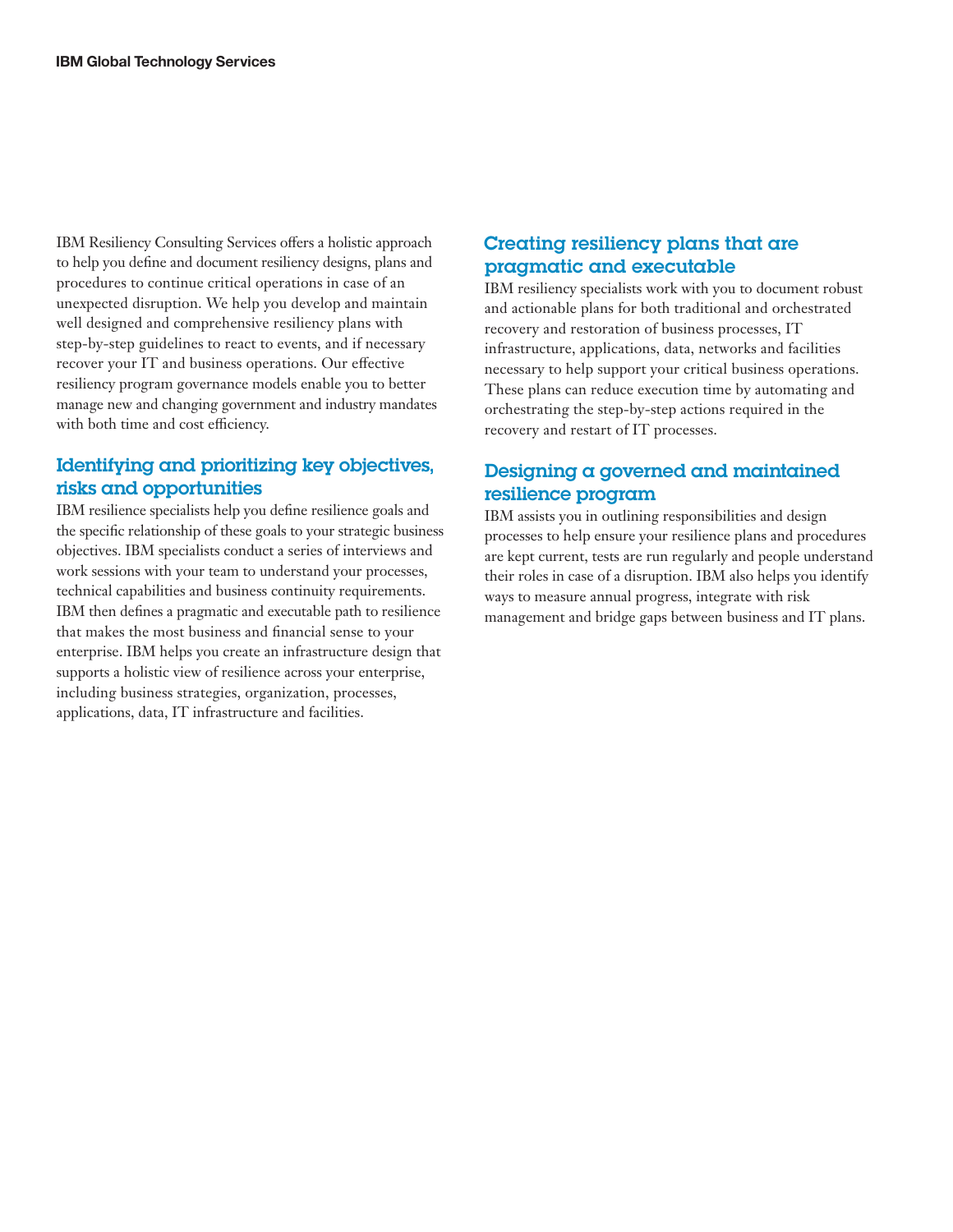IBM Resiliency Consulting Services offers a holistic approach to help you define and document resiliency designs, plans and procedures to continue critical operations in case of an unexpected disruption. We help you develop and maintain well designed and comprehensive resiliency plans with step-by-step guidelines to react to events, and if necessary recover your IT and business operations. Our effective resiliency program governance models enable you to better manage new and changing government and industry mandates with both time and cost efficiency.

## Identifying and prioritizing key objectives, risks and opportunities

IBM resilience specialists help you define resilience goals and the specific relationship of these goals to your strategic business objectives. IBM specialists conduct a series of interviews and work sessions with your team to understand your processes, technical capabilities and business continuity requirements. IBM then defines a pragmatic and executable path to resilience that makes the most business and financial sense to your enterprise. IBM helps you create an infrastructure design that supports a holistic view of resilience across your enterprise, including business strategies, organization, processes, applications, data, IT infrastructure and facilities.

## Creating resiliency plans that are pragmatic and executable

IBM resiliency specialists work with you to document robust and actionable plans for both traditional and orchestrated recovery and restoration of business processes, IT infrastructure, applications, data, networks and facilities necessary to help support your critical business operations. These plans can reduce execution time by automating and orchestrating the step-by-step actions required in the recovery and restart of IT processes.

## Designing a governed and maintained resilience program

IBM assists you in outlining responsibilities and design processes to help ensure your resilience plans and procedures are kept current, tests are run regularly and people understand their roles in case of a disruption. IBM also helps you identify ways to measure annual progress, integrate with risk management and bridge gaps between business and IT plans.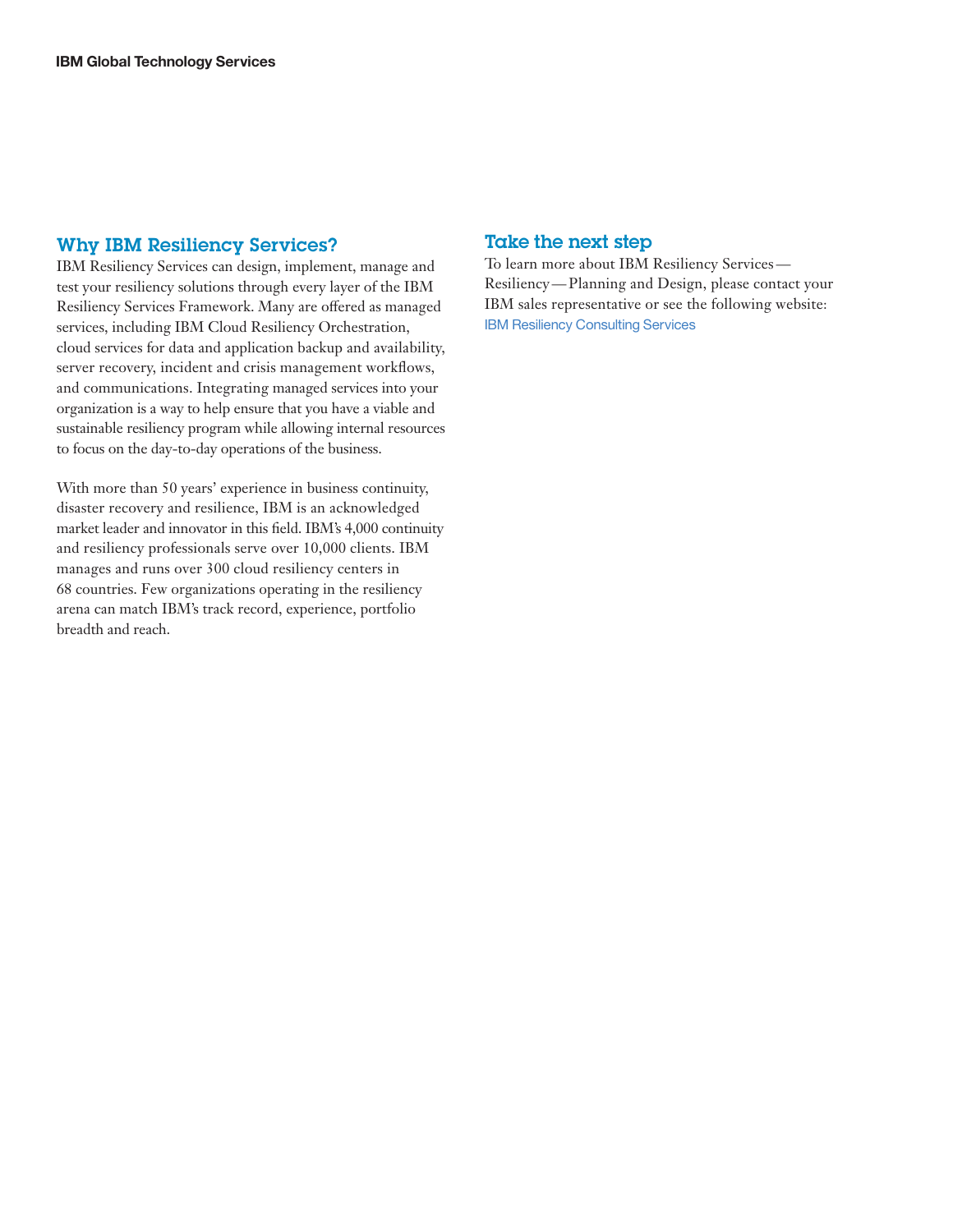## Why IBM Resiliency Services?

IBM Resiliency Services can design, implement, manage and test your resiliency solutions through every layer of the IBM Resiliency Services Framework. Many are offered as managed services, including IBM Cloud Resiliency Orchestration, cloud services for data and application backup and availability, server recovery, incident and crisis management workflows, and communications. Integrating managed services into your organization is a way to help ensure that you have a viable and sustainable resiliency program while allowing internal resources to focus on the day-to-day operations of the business.

With more than 50 years' experience in business continuity, disaster recovery and resilience, IBM is an acknowledged market leader and innovator in this field. IBM's 4,000 continuity and resiliency professionals serve over 10,000 clients. IBM manages and runs over 300 cloud resiliency centers in 68 countries. Few organizations operating in the resiliency arena can match IBM's track record, experience, portfolio breadth and reach.

## Take the next step

To learn more about IBM Resiliency Services—Resiliency—Planning and Design, please contact your IBM sales representative or see the following website: IBM Resiliency Consulting Services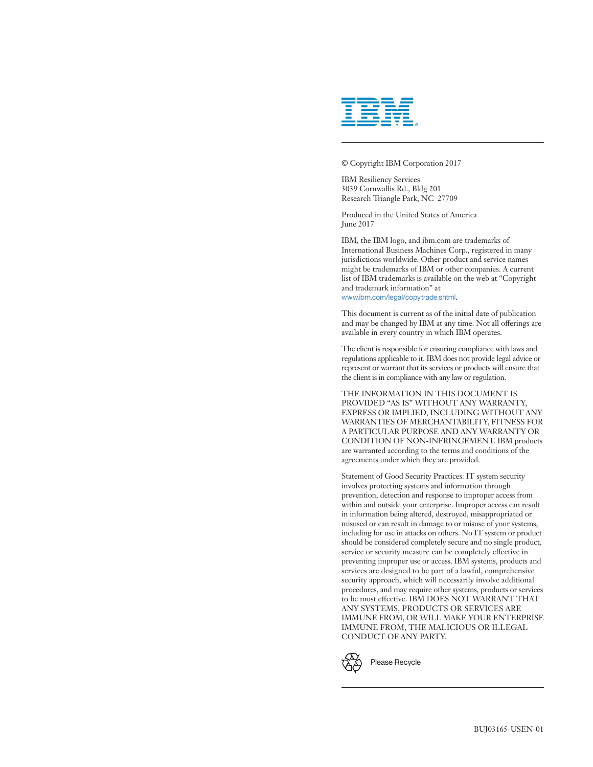© Copyright IBM Corporation 2017

IBM Resiliency Services
3039 Cornwallis Rd., Bldg 201
Research Triangle Park, NC 27709

Produced in the United States of America
June 2017

IBM, the IBM logo, and ibm.com are trademarks of International Business Machines Corp., registered in many jurisdictions worldwide. Other product and service names might be trademarks of IBM or other companies. A current list of IBM trademarks is available on the web at "Copyright and trademark information" at www.ibm.com/legal/copytrade.shtml.

This document is current as of the initial date of publication and may be changed by IBM at any time. Not all offerings are available in every country in which IBM operates.

The client is responsible for ensuring compliance with laws and regulations applicable to it. IBM does not provide legal advice or represent or warrant that its services or products will ensure that the client is in compliance with any law or regulation.

THE INFORMATION IN THIS DOCUMENT IS PROVIDED "AS IS" WITHOUT ANY WARRANTY, EXPRESS OR IMPLIED, INCLUDING WITHOUT ANY WARRANTIES OF MERCHANTABILITY, FITNESS FOR A PARTICULAR PURPOSE AND ANY WARRANTY OR CONDITION OF NON-INFRINGEMENT. IBM products are warranted according to the terms and conditions of the agreements under which they are provided.

Statement of Good Security Practices: IT system security involves protecting systems and information through prevention, detection and response to improper access from within and outside your enterprise. Improper access can result in information being altered, destroyed, misappropriated or misused or can result in damage to or misuse of your systems, including for use in attacks on others. No IT system or product should be considered completely secure and no single product, service or security measure can be completely effective in preventing improper use or access. IBM systems, products and services are designed to be part of a lawful, comprehensive security approach, which will necessarily involve additional procedures, and may require other systems, products or services to be most effective. IBM DOES NOT WARRANT THAT ANY SYSTEMS, PRODUCTS OR SERVICES ARE IMMUNE FROM, OR WILL MAKE YOUR ENTERPRISE IMMUNE FROM, THE MALICIOUS OR ILLEGAL CONDUCT OF ANY PARTY.

Please Recycle

BUJ03165-USEN-01